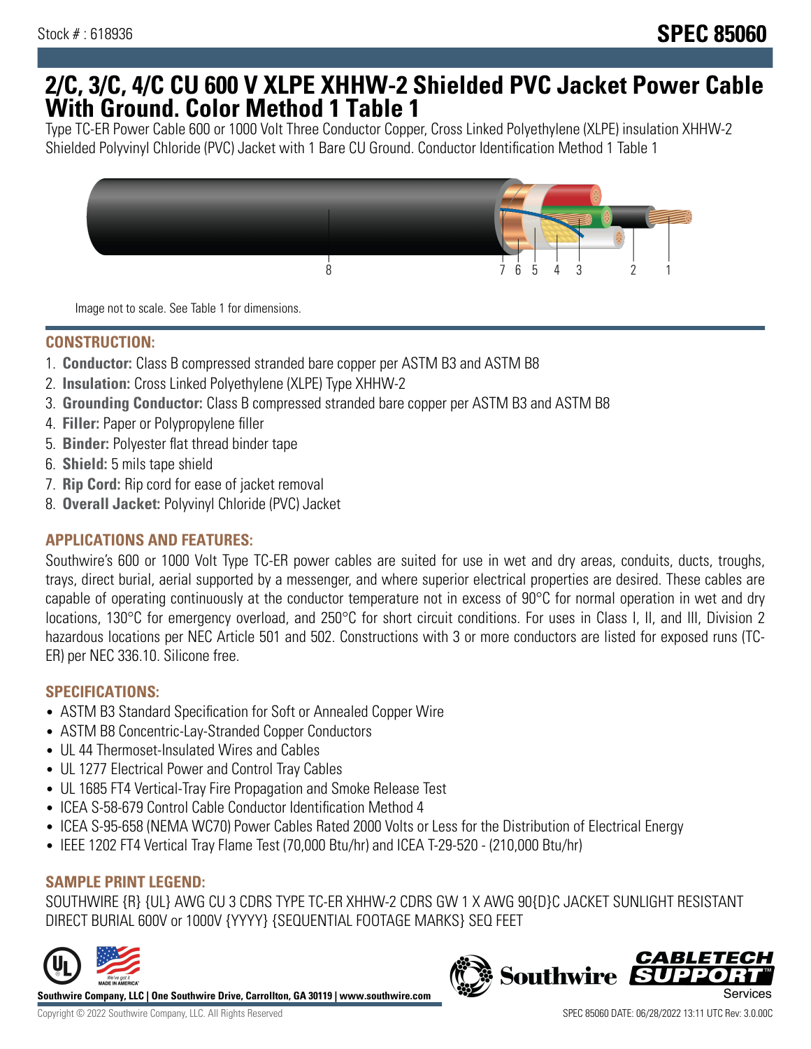Stock # : 618936

# SPEC 85060

# 2/C, 3/C, 4/C CU 600 V XLPE XHHW-2 Shielded PVC Jacket Power Cable With Ground. Color Method 1 Table 1

Type TC-ER Power Cable 600 or 1000 Volt Three Conductor Copper, Cross Linked Polyethylene (XLPE) insulation XHHW-2 Shielded Polyvinyl Chloride (PVC) Jacket with 1 Bare CU Ground. Conductor Identification Method 1 Table 1

8 7 6 5 4 3 2 1

Image not to scale. See Table 1 for dimensions.

## CONSTRUCTION:

1. **Conductor:** Class B compressed stranded bare copper per ASTM B3 and ASTM B8
2. **Insulation:** Cross Linked Polyethylene (XLPE) Type XHHW-2
3. **Grounding Conductor:** Class B compressed stranded bare copper per ASTM B3 and ASTM B8
4. **Filler:** Paper or Polypropylene filler
5. **Binder:** Polyester flat thread binder tape
6. **Shield:** 5 mils tape shield
7. **Rip Cord:** Rip cord for ease of jacket removal
8. **Overall Jacket:** Polyvinyl Chloride (PVC) Jacket

## APPLICATIONS AND FEATURES:

Southwire's 600 or 1000 Volt Type TC-ER power cables are suited for use in wet and dry areas, conduits, ducts, troughs, trays, direct burial, aerial supported by a messenger, and where superior electrical properties are desired. These cables are capable of operating continuously at the conductor temperature not in excess of 90°C for normal operation in wet and dry locations, 130°C for emergency overload, and 250°C for short circuit conditions. For uses in Class I, II, and III, Division 2 hazardous locations per NEC Article 501 and 502. Constructions with 3 or more conductors are listed for exposed runs (TC-ER) per NEC 336.10. Silicone free.

## SPECIFICATIONS:

- ASTM B3 Standard Specification for Soft or Annealed Copper Wire
- ASTM B8 Concentric-Lay-Stranded Copper Conductors
- UL 44 Thermoset-Insulated Wires and Cables
- UL 1277 Electrical Power and Control Tray Cables
- UL 1685 FT4 Vertical-Tray Fire Propagation and Smoke Release Test
- ICEA S-58-679 Control Cable Conductor Identification Method 4
- ICEA S-95-658 (NEMA WC70) Power Cables Rated 2000 Volts or Less for the Distribution of Electrical Energy
- IEEE 1202 FT4 Vertical Tray Flame Test (70,000 Btu/hr) and ICEA T-29-520 - (210,000 Btu/hr)

## SAMPLE PRINT LEGEND:

SOUTHWIRE {R} {UL} AWG CU 3 CDRS TYPE TC-ER XHHW-2 CDRS GW 1 X AWG 90{D}C JACKET SUNLIGHT RESISTANT DIRECT BURIAL 600V or 1000V {YYYY} {SEQUENTIAL FOOTAGE MARKS} SEQ FEET

**Southwire Company, LLC | One Southwire Drive, Carrollton, GA 30119 | www.southwire.com**

Copyright © 2022 Southwire Company, LLC. All Rights Reserved

SPEC 85060 DATE: 06/28/2022 13:11 UTC Rev: 3.0.00C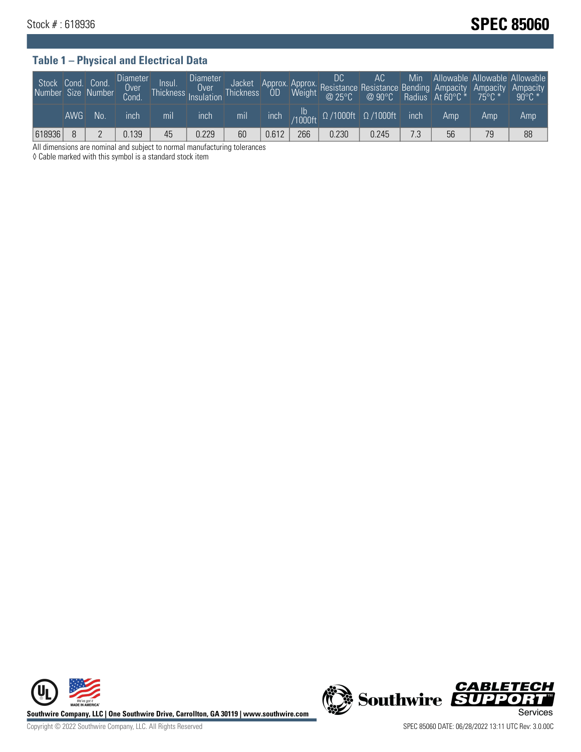## Table 1 – Physical and Electrical Data

| Stock Number | Cond. Size | Cond. Number | Diameter Over Cond. | Insul. Thickness | Diameter Over Insulation | Jacket Thickness | Approx. OD | Approx. Weight | DC Resistance @ 25°C | AC Resistance @ 90°C | Min Bending Radius | Allowable Ampacity At 60°C * | Allowable Ampacity 75°C * | Allowable Ampacity 90°C * |
|---|---|---|---|---|---|---|---|---|---|---|---|---|---|---|
| | AWG | No. | inch | mil | inch | mil | inch | lb /1000ft | Ω /1000ft | Ω /1000ft | inch | Amp | Amp | Amp |
| 618936 | 8 | 2 | 0.139 | 45 | 0.229 | 60 | 0.612 | 266 | 0.230 | 0.245 | 7.3 | 56 | 79 | 88 |

All dimensions are nominal and subject to normal manufacturing tolerances

◊ Cable marked with this symbol is a standard stock item